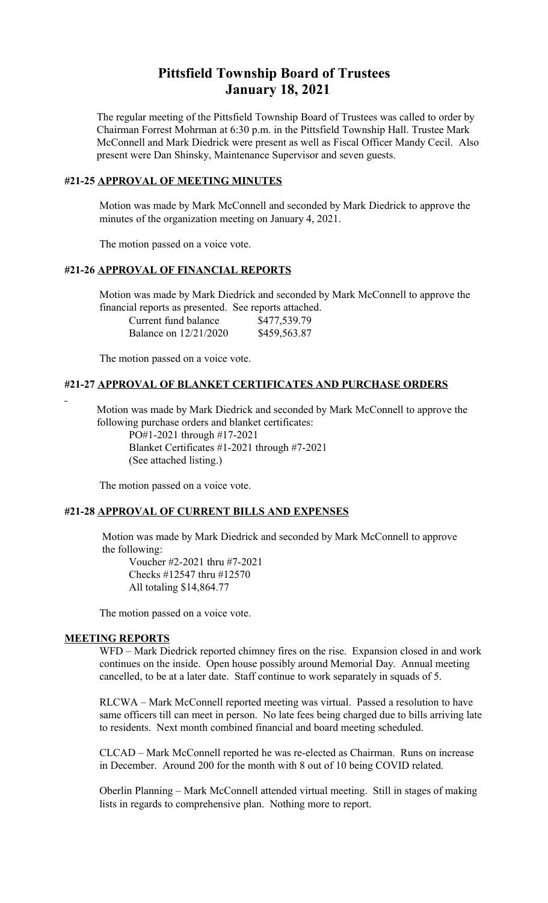# Pittsfield Township Board of Trustees
# January 18, 2021

The regular meeting of the Pittsfield Township Board of Trustees was called to order by Chairman Forrest Mohrman at 6:30 p.m. in the Pittsfield Township Hall. Trustee Mark McConnell and Mark Diedrick were present as well as Fiscal Officer Mandy Cecil. Also present were Dan Shinsky, Maintenance Supervisor and seven guests.

## #21-25 APPROVAL OF MEETING MINUTES

Motion was made by Mark McConnell and seconded by Mark Diedrick to approve the minutes of the organization meeting on January 4, 2021.

The motion passed on a voice vote.

## #21-26 APPROVAL OF FINANCIAL REPORTS

Motion was made by Mark Diedrick and seconded by Mark McConnell to approve the financial reports as presented. See reports attached.

| | |
|---|---|
| Current fund balance | $477,539.79 |
| Balance on 12/21/2020 | $459,563.87 |

The motion passed on a voice vote.

## #21-27 APPROVAL OF BLANKET CERTIFICATES AND PURCHASE ORDERS

Motion was made by Mark Diedrick and seconded by Mark McConnell to approve the following purchase orders and blanket certificates:

PO#1-2021 through #17-2021
Blanket Certificates #1-2021 through #7-2021
(See attached listing.)

The motion passed on a voice vote.

## #21-28 APPROVAL OF CURRENT BILLS AND EXPENSES

Motion was made by Mark Diedrick and seconded by Mark McConnell to approve the following:

Voucher #2-2021 thru #7-2021
Checks #12547 thru #12570
All totaling $14,864.77

The motion passed on a voice vote.

## MEETING REPORTS

WFD – Mark Diedrick reported chimney fires on the rise. Expansion closed in and work continues on the inside. Open house possibly around Memorial Day. Annual meeting cancelled, to be at a later date. Staff continue to work separately in squads of 5.

RLCWA – Mark McConnell reported meeting was virtual. Passed a resolution to have same officers till can meet in person. No late fees being charged due to bills arriving late to residents. Next month combined financial and board meeting scheduled.

CLCAD – Mark McConnell reported he was re-elected as Chairman. Runs on increase in December. Around 200 for the month with 8 out of 10 being COVID related.

Oberlin Planning – Mark McConnell attended virtual meeting. Still in stages of making lists in regards to comprehensive plan. Nothing more to report.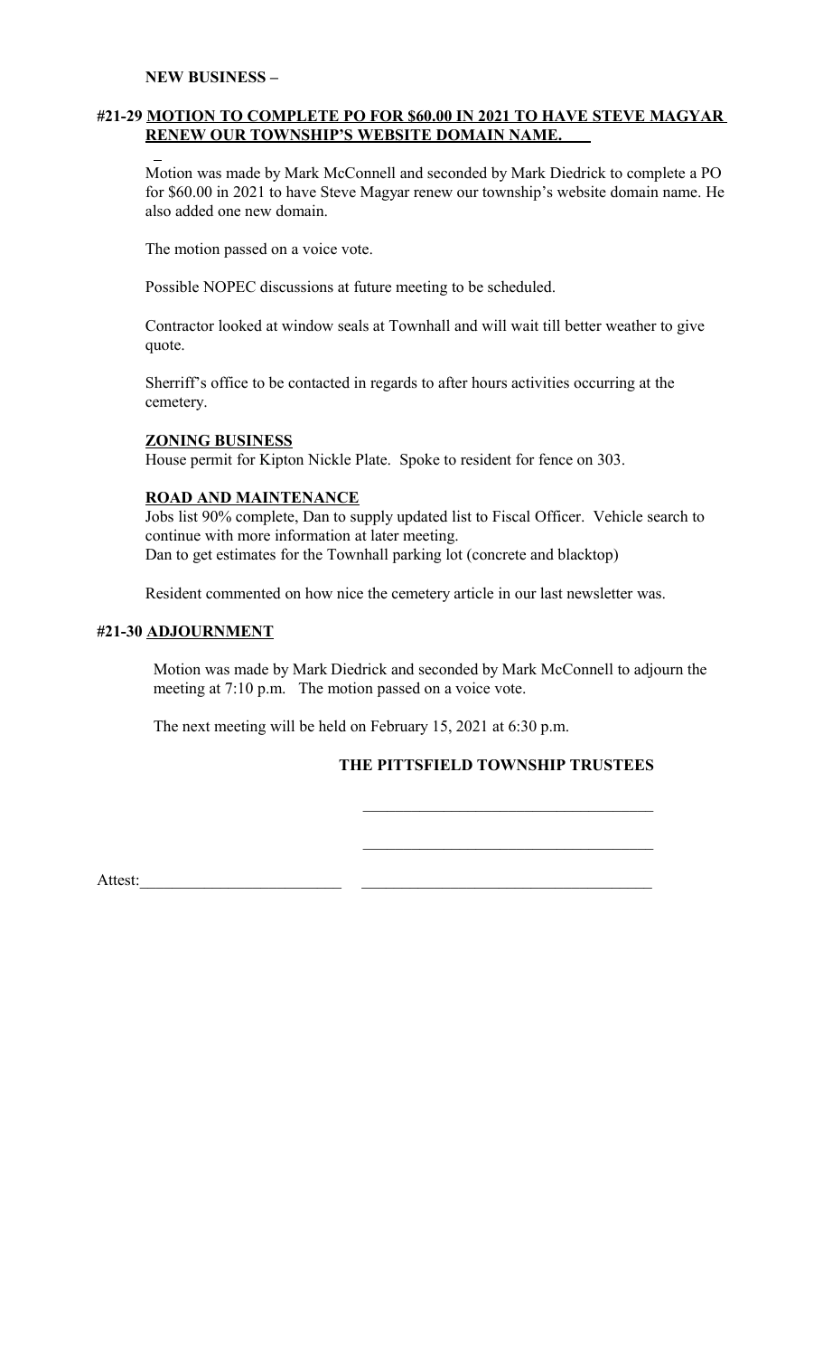**NEW BUSINESS –**

**#21-29 MOTION TO COMPLETE PO FOR $60.00 IN 2021 TO HAVE STEVE MAGYAR RENEW OUR TOWNSHIP'S WEBSITE DOMAIN NAME.**

Motion was made by Mark McConnell and seconded by Mark Diedrick to complete a PO for $60.00 in 2021 to have Steve Magyar renew our township's website domain name. He also added one new domain.

The motion passed on a voice vote.

Possible NOPEC discussions at future meeting to be scheduled.

Contractor looked at window seals at Townhall and will wait till better weather to give quote.

Sherriff's office to be contacted in regards to after hours activities occurring at the cemetery.

**ZONING BUSINESS**

House permit for Kipton Nickle Plate. Spoke to resident for fence on 303.

**ROAD AND MAINTENANCE**

Jobs list 90% complete, Dan to supply updated list to Fiscal Officer. Vehicle search to continue with more information at later meeting.

Dan to get estimates for the Townhall parking lot (concrete and blacktop)

Resident commented on how nice the cemetery article in our last newsletter was.

**#21-30 ADJOURNMENT**

Motion was made by Mark Diedrick and seconded by Mark McConnell to adjourn the meeting at 7:10 p.m. The motion passed on a voice vote.

The next meeting will be held on February 15, 2021 at 6:30 p.m.

**THE PITTSFIELD TOWNSHIP TRUSTEES**

\_\_\_\_\_\_\_\_\_\_\_\_\_\_\_\_\_\_\_\_\_\_\_\_\_\_\_\_\_\_\_\_\_\_\_\_

\_\_\_\_\_\_\_\_\_\_\_\_\_\_\_\_\_\_\_\_\_\_\_\_\_\_\_\_\_\_\_\_\_\_\_\_

Attest:\_\_\_\_\_\_\_\_\_\_\_\_\_\_\_\_\_\_\_\_\_\_\_\_\_ \_\_\_\_\_\_\_\_\_\_\_\_\_\_\_\_\_\_\_\_\_\_\_\_\_\_\_\_\_\_\_\_\_\_\_\_